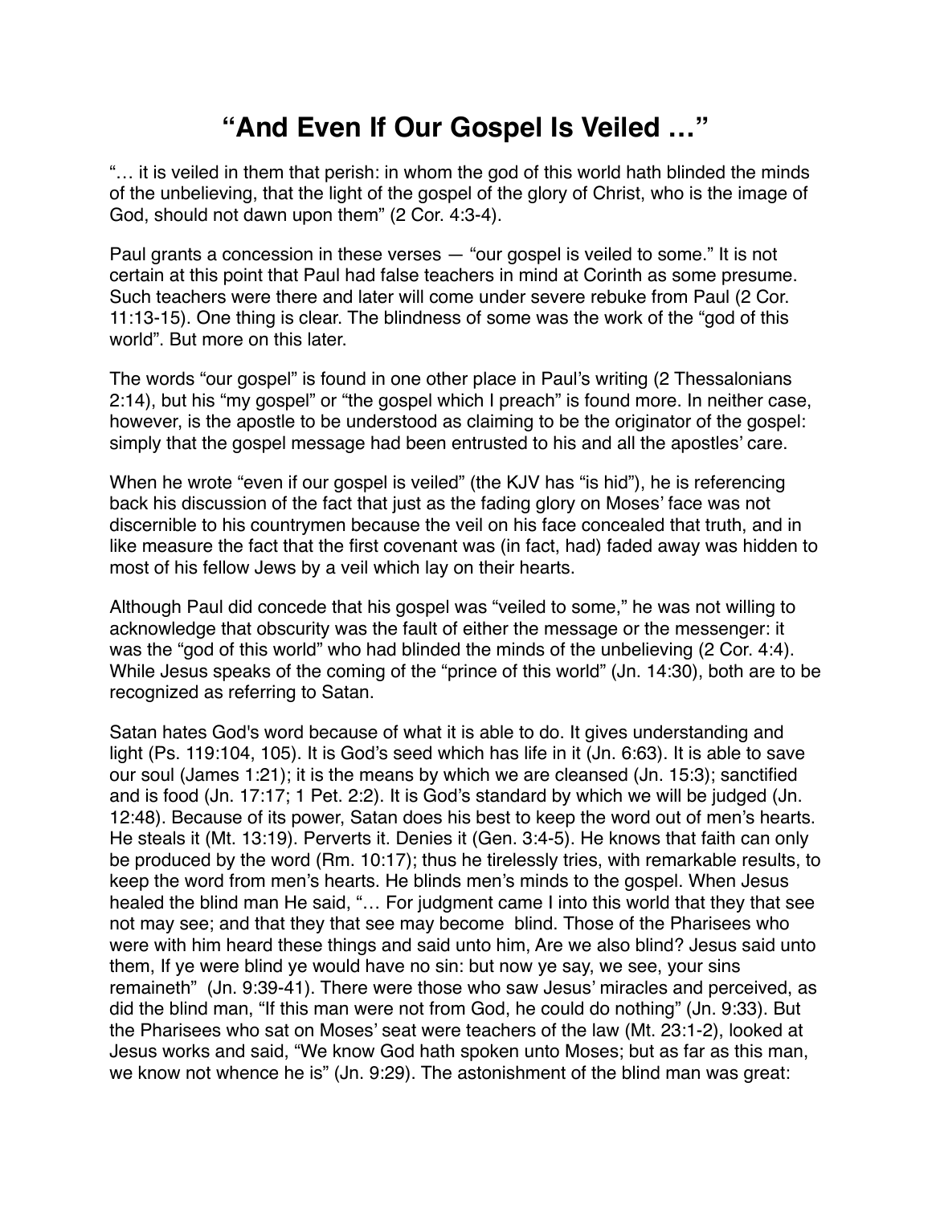# “And Even If Our Gospel Is Veiled …”

“… it is veiled in them that perish: in whom the god of this world hath blinded the minds of the unbelieving, that the light of the gospel of the glory of Christ, who is the image of God, should not dawn upon them” (2 Cor. 4:3-4).

Paul grants a concession in these verses — “our gospel is veiled to some.” It is not certain at this point that Paul had false teachers in mind at Corinth as some presume. Such teachers were there and later will come under severe rebuke from Paul (2 Cor. 11:13-15). One thing is clear. The blindness of some was the work of the “god of this world”. But more on this later.

The words “our gospel” is found in one other place in Paul’s writing (2 Thessalonians 2:14), but his “my gospel” or “the gospel which I preach” is found more. In neither case, however, is the apostle to be understood as claiming to be the originator of the gospel: simply that the gospel message had been entrusted to his and all the apostles’ care.

When he wrote “even if our gospel is veiled” (the KJV has “is hid”), he is referencing back his discussion of the fact that just as the fading glory on Moses’ face was not discernible to his countrymen because the veil on his face concealed that truth, and in like measure the fact that the first covenant was (in fact, had) faded away was hidden to most of his fellow Jews by a veil which lay on their hearts.

Although Paul did concede that his gospel was “veiled to some,” he was not willing to acknowledge that obscurity was the fault of either the message or the messenger: it was the “god of this world” who had blinded the minds of the unbelieving (2 Cor. 4:4). While Jesus speaks of the coming of the “prince of this world” (Jn. 14:30), both are to be recognized as referring to Satan.

Satan hates God's word because of what it is able to do. It gives understanding and light (Ps. 119:104, 105). It is God’s seed which has life in it (Jn. 6:63). It is able to save our soul (James 1:21); it is the means by which we are cleansed (Jn. 15:3); sanctified and is food (Jn. 17:17; 1 Pet. 2:2). It is God’s standard by which we will be judged (Jn. 12:48). Because of its power, Satan does his best to keep the word out of men’s hearts. He steals it (Mt. 13:19). Perverts it. Denies it (Gen. 3:4-5). He knows that faith can only be produced by the word (Rm. 10:17); thus he tirelessly tries, with remarkable results, to keep the word from men’s hearts. He blinds men’s minds to the gospel. When Jesus healed the blind man He said, “… For judgment came I into this world that they that see not may see; and that they that see may become blind. Those of the Pharisees who were with him heard these things and said unto him, Are we also blind? Jesus said unto them, If ye were blind ye would have no sin: but now ye say, we see, your sins remaineth” (Jn. 9:39-41). There were those who saw Jesus’ miracles and perceived, as did the blind man, “If this man were not from God, he could do nothing” (Jn. 9:33). But the Pharisees who sat on Moses’ seat were teachers of the law (Mt. 23:1-2), looked at Jesus works and said, “We know God hath spoken unto Moses; but as far as this man, we know not whence he is” (Jn. 9:29). The astonishment of the blind man was great: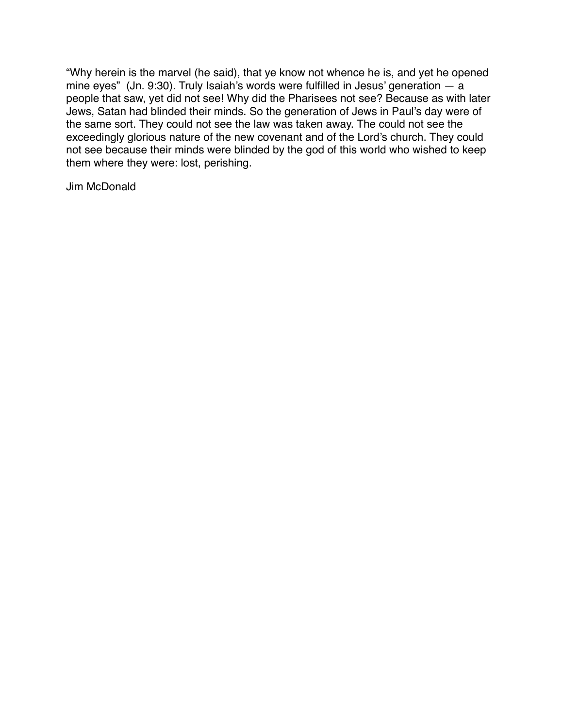“Why herein is the marvel (he said), that ye know not whence he is, and yet he opened mine eyes” (Jn. 9:30). Truly Isaiah’s words were fulfilled in Jesus’ generation — a people that saw, yet did not see! Why did the Pharisees not see? Because as with later Jews, Satan had blinded their minds. So the generation of Jews in Paul’s day were of the same sort. They could not see the law was taken away. The could not see the exceedingly glorious nature of the new covenant and of the Lord’s church. They could not see because their minds were blinded by the god of this world who wished to keep them where they were: lost, perishing.

Jim McDonald